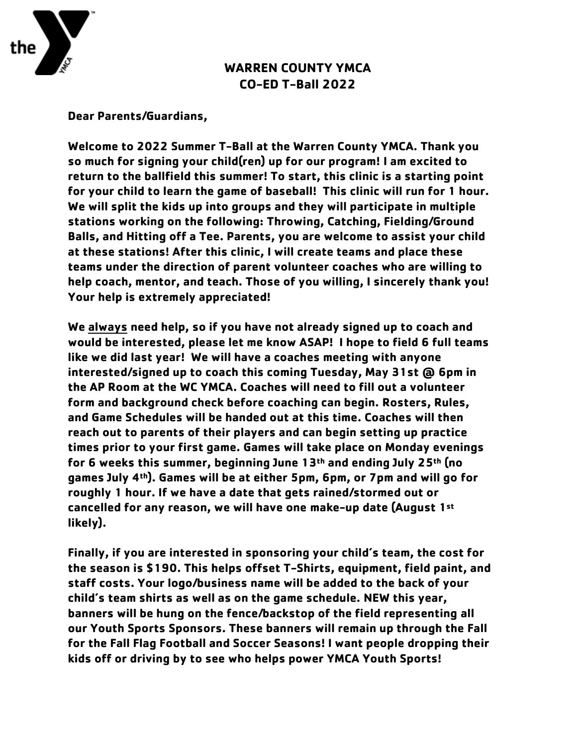# WARREN COUNTY YMCA
## CO-ED T-Ball 2022

**Dear Parents/Guardians,**

**Welcome to 2022 Summer T-Ball at the Warren County YMCA. Thank you so much for signing your child(ren) up for our program! I am excited to return to the ballfield this summer! To start, this clinic is a starting point for your child to learn the game of baseball! This clinic will run for 1 hour. We will split the kids up into groups and they will participate in multiple stations working on the following: Throwing, Catching, Fielding/Ground Balls, and Hitting off a Tee. Parents, you are welcome to assist your child at these stations! After this clinic, I will create teams and place these teams under the direction of parent volunteer coaches who are willing to help coach, mentor, and teach. Those of you willing, I sincerely thank you! Your help is extremely appreciated!**

**We <u>always</u> need help, so if you have not already signed up to coach and would be interested, please let me know ASAP! I hope to field 6 full teams like we did last year! We will have a coaches meeting with anyone interested/signed up to coach this coming Tuesday, May 31st @ 6pm in the AP Room at the WC YMCA. Coaches will need to fill out a volunteer form and background check before coaching can begin. Rosters, Rules, and Game Schedules will be handed out at this time. Coaches will then reach out to parents of their players and can begin setting up practice times prior to your first game. Games will take place on Monday evenings for 6 weeks this summer, beginning June 13th and ending July 25th (no games July 4th). Games will be at either 5pm, 6pm, or 7pm and will go for roughly 1 hour. If we have a date that gets rained/stormed out or cancelled for any reason, we will have one make-up date (August 1st likely).**

**Finally, if you are interested in sponsoring your child's team, the cost for the season is $190. This helps offset T-Shirts, equipment, field paint, and staff costs. Your logo/business name will be added to the back of your child's team shirts as well as on the game schedule. NEW this year, banners will be hung on the fence/backstop of the field representing all our Youth Sports Sponsors. These banners will remain up through the Fall for the Fall Flag Football and Soccer Seasons! I want people dropping their kids off or driving by to see who helps power YMCA Youth Sports!**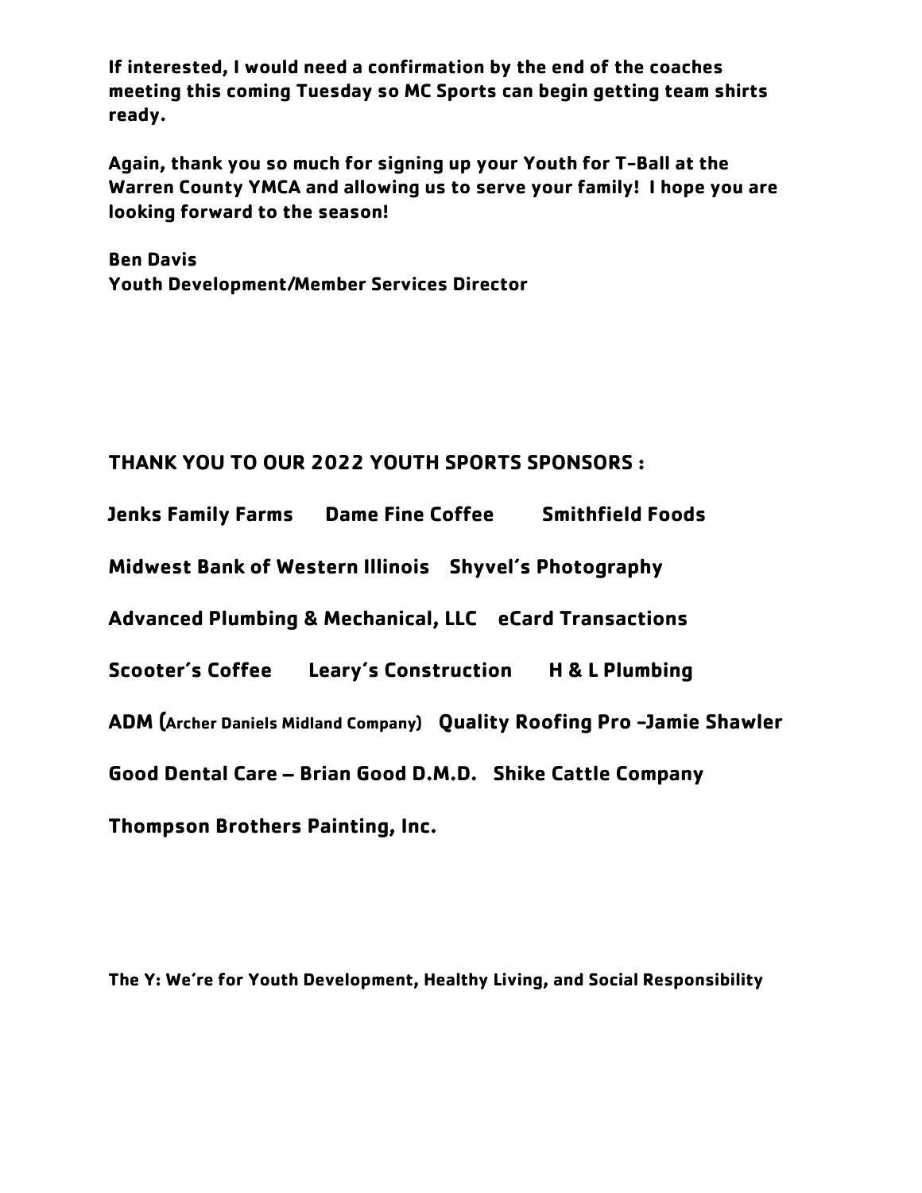**If interested, I would need a confirmation by the end of the coaches meeting this coming Tuesday so MC Sports can begin getting team shirts ready.**

**Again, thank you so much for signing up your Youth for T-Ball at the Warren County YMCA and allowing us to serve your family! I hope you are looking forward to the season!**

**Ben Davis**
**Youth Development/Member Services Director**

**THANK YOU TO OUR 2022 YOUTH SPORTS SPONSORS :**

**Jenks Family Farms      Dame Fine Coffee      Smithfield Foods**

**Midwest Bank of Western Illinois    Shyvel's Photography**

**Advanced Plumbing & Mechanical, LLC    eCard Transactions**

**Scooter's Coffee      Leary's Construction      H & L Plumbing**

**ADM (Archer Daniels Midland Company)    Quality Roofing Pro -Jamie Shawler**

**Good Dental Care – Brian Good D.M.D.    Shike Cattle Company**

**Thompson Brothers Painting, Inc.**

**The Y: We're for Youth Development, Healthy Living, and Social Responsibility**